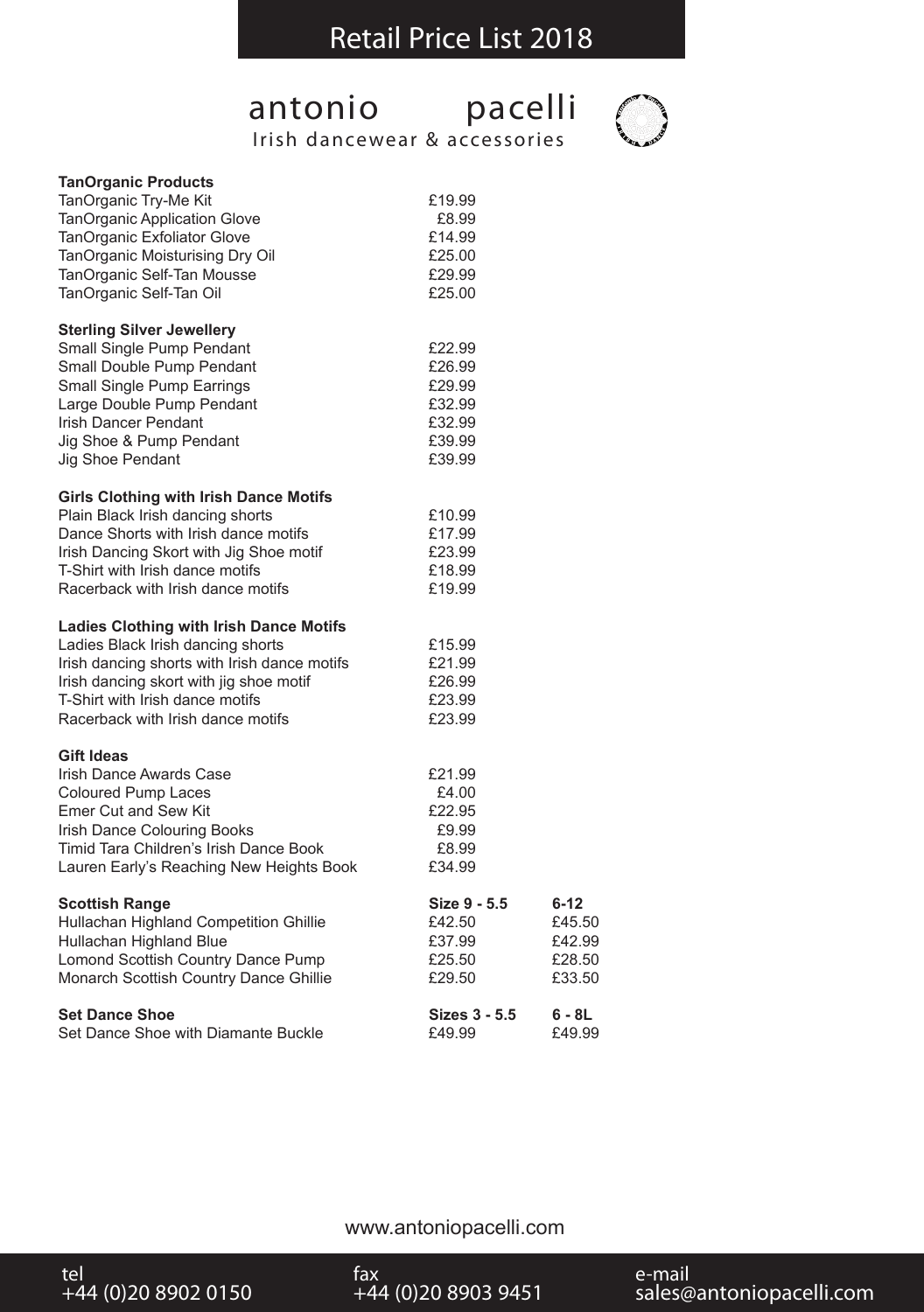# Retail Price List 2018

## antonio pacelli

Irish dancewear & accessories

| | |
|---|---|
| **TanOrganic Products** | |
| TanOrganic Try-Me Kit | £19.99 |
| TanOrganic Application Glove | £8.99 |
| TanOrganic Exfoliator Glove | £14.99 |
| TanOrganic Moisturising Dry Oil | £25.00 |
| TanOrganic Self-Tan Mousse | £29.99 |
| TanOrganic Self-Tan Oil | £25.00 |

| | |
|---|---|
| **Sterling Silver Jewellery** | |
| Small Single Pump Pendant | £22.99 |
| Small Double Pump Pendant | £26.99 |
| Small Single Pump Earrings | £29.99 |
| Large Double Pump Pendant | £32.99 |
| Irish Dancer Pendant | £32.99 |
| Jig Shoe & Pump Pendant | £39.99 |
| Jig Shoe Pendant | £39.99 |

| | |
|---|---|
| **Girls Clothing with Irish Dance Motifs** | |
| Plain Black Irish dancing shorts | £10.99 |
| Dance Shorts with Irish dance motifs | £17.99 |
| Irish Dancing Skort with Jig Shoe motif | £23.99 |
| T-Shirt with Irish dance motifs | £18.99 |
| Racerback with Irish dance motifs | £19.99 |

| | |
|---|---|
| **Ladies Clothing with Irish Dance Motifs** | |
| Ladies Black Irish dancing shorts | £15.99 |
| Irish dancing shorts with Irish dance motifs | £21.99 |
| Irish dancing skort with jig shoe motif | £26.99 |
| T-Shirt with Irish dance motifs | £23.99 |
| Racerback with Irish dance motifs | £23.99 |

| | |
|---|---|
| **Gift Ideas** | |
| Irish Dance Awards Case | £21.99 |
| Coloured Pump Laces | £4.00 |
| Emer Cut and Sew Kit | £22.95 |
| Irish Dance Colouring Books | £9.99 |
| Timid Tara Children's Irish Dance Book | £8.99 |
| Lauren Early's Reaching New Heights Book | £34.99 |

| **Scottish Range** | **Size 9 - 5.5** | **6-12** |
|---|---|---|
| Hullachan Highland Competition Ghillie | £42.50 | £45.50 |
| Hullachan Highland Blue | £37.99 | £42.99 |
| Lomond Scottish Country Dance Pump | £25.50 | £28.50 |
| Monarch Scottish Country Dance Ghillie | £29.50 | £33.50 |

| **Set Dance Shoe** | **Sizes 3 - 5.5** | **6 - 8L** |
|---|---|---|
| Set Dance Shoe with Diamante Buckle | £49.99 | £49.99 |

www.antoniopacelli.com

tel +44 (0)20 8902 0150 fax +44 (0)20 8903 9451 e-mail sales@antoniopacelli.com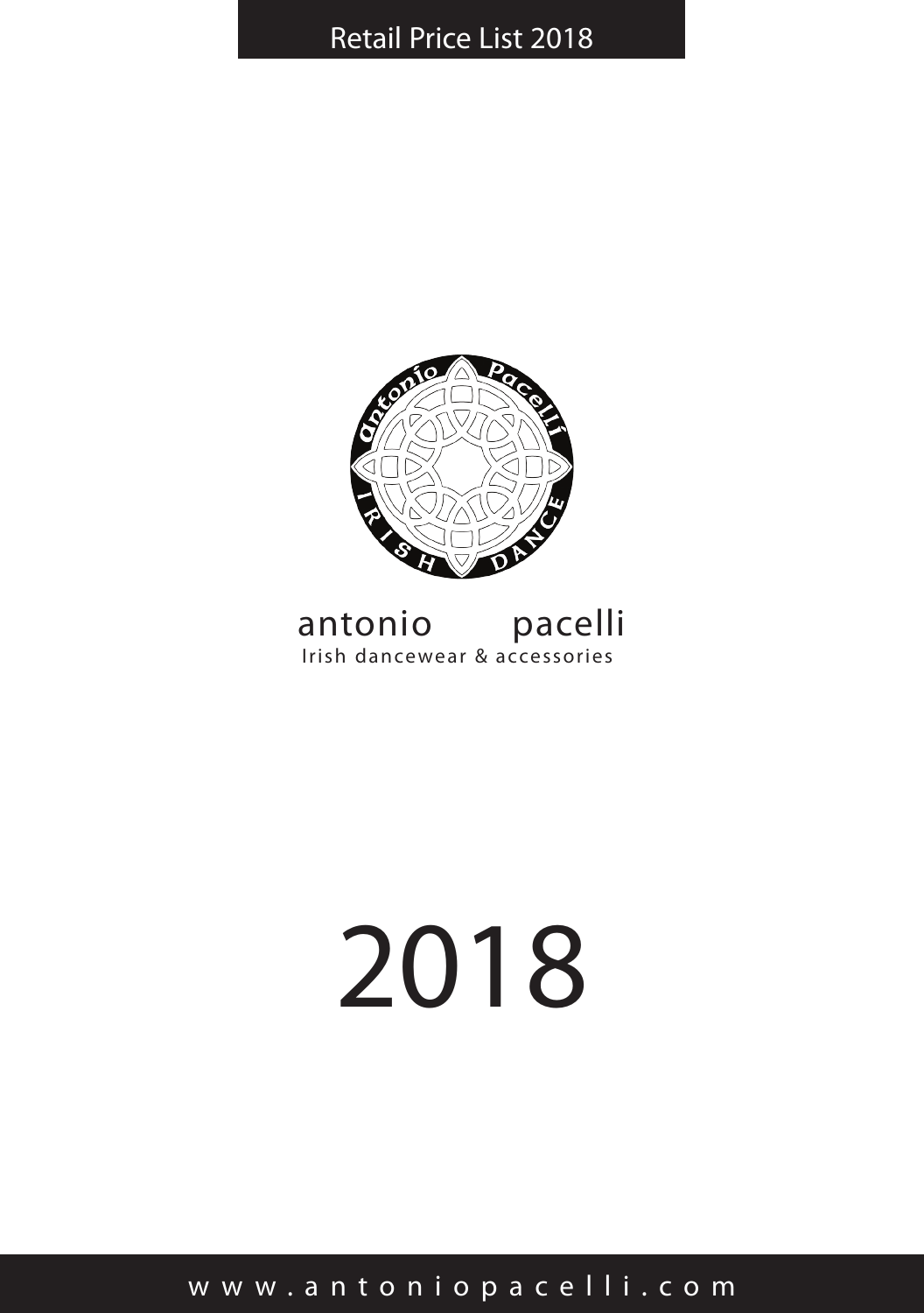Retail Price List 2018

antonio pacelli

Irish dancewear & accessories

# 2018

www.antoniopacelli.com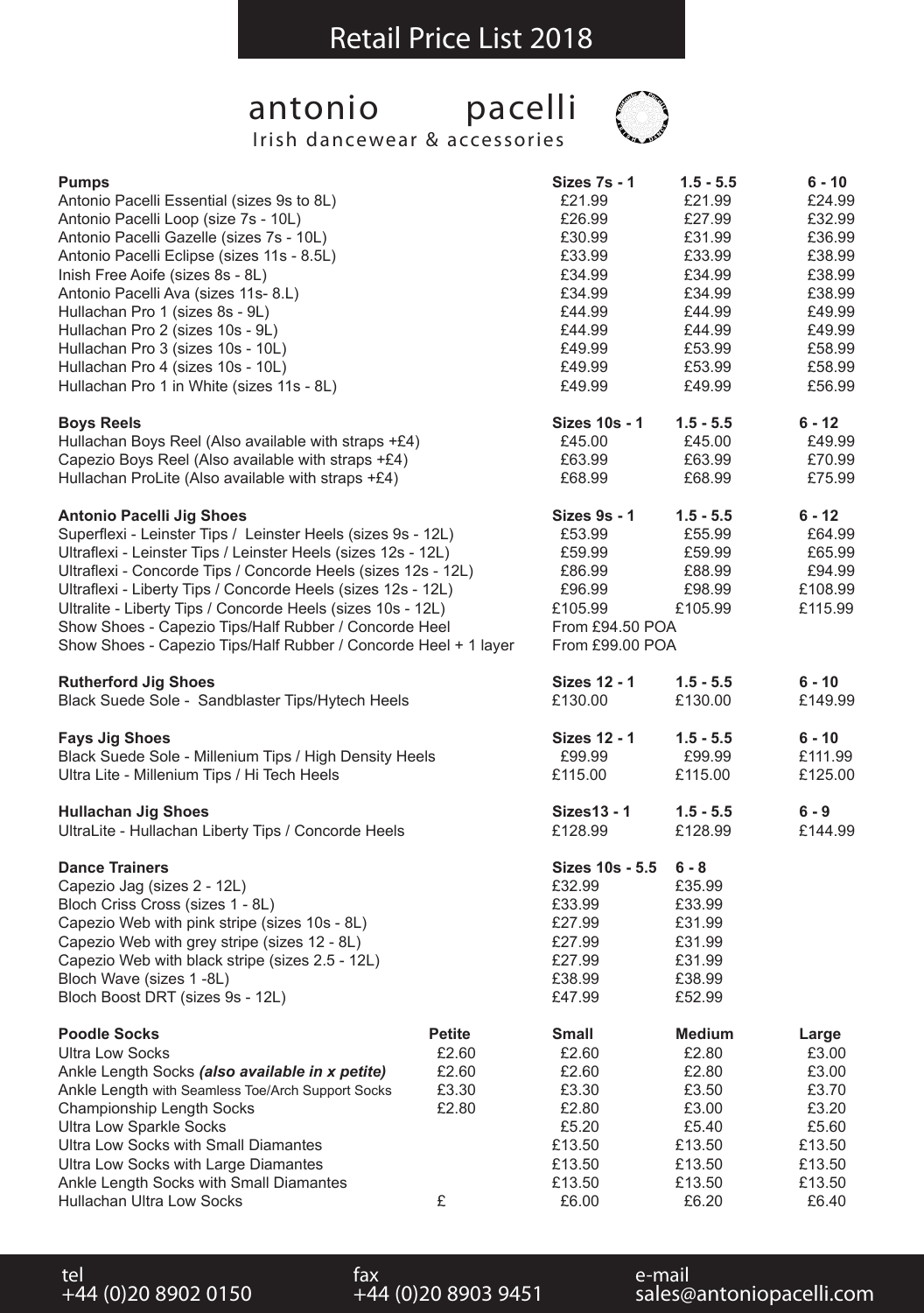# Retail Price List 2018

## antonio pacelli

Irish dancewear & accessories

| Pumps | Sizes 7s - 1 | 1.5 - 5.5 | 6 - 10 |
|---|---|---|---|
| Antonio Pacelli Essential (sizes 9s to 8L) | £21.99 | £21.99 | £24.99 |
| Antonio Pacelli Loop (size 7s - 10L) | £26.99 | £27.99 | £32.99 |
| Antonio Pacelli Gazelle (sizes 7s - 10L) | £30.99 | £31.99 | £36.99 |
| Antonio Pacelli Eclipse (sizes 11s - 8.5L) | £33.99 | £33.99 | £38.99 |
| Inish Free Aoife (sizes 8s - 8L) | £34.99 | £34.99 | £38.99 |
| Antonio Pacelli Ava (sizes 11s- 8.L) | £34.99 | £34.99 | £38.99 |
| Hullachan Pro 1 (sizes 8s - 9L) | £44.99 | £44.99 | £49.99 |
| Hullachan Pro 2 (sizes 10s - 9L) | £44.99 | £44.99 | £49.99 |
| Hullachan Pro 3 (sizes 10s - 10L) | £49.99 | £53.99 | £58.99 |
| Hullachan Pro 4 (sizes 10s - 10L) | £49.99 | £53.99 | £58.99 |
| Hullachan Pro 1 in White (sizes 11s - 8L) | £49.99 | £49.99 | £56.99 |

| Boys Reels | Sizes 10s - 1 | 1.5 - 5.5 | 6 - 12 |
|---|---|---|---|
| Hullachan Boys Reel (Also available with straps +£4) | £45.00 | £45.00 | £49.99 |
| Capezio Boys Reel (Also available with straps +£4) | £63.99 | £63.99 | £70.99 |
| Hullachan ProLite (Also available with straps +£4) | £68.99 | £68.99 | £75.99 |

| Antonio Pacelli Jig Shoes | Sizes 9s - 1 | 1.5 - 5.5 | 6 - 12 |
|---|---|---|---|
| Superflexi - Leinster Tips / Leinster Heels (sizes 9s - 12L) | £53.99 | £55.99 | £64.99 |
| Ultraflexi - Leinster Tips / Leinster Heels (sizes 12s - 12L) | £59.99 | £59.99 | £65.99 |
| Ultraflexi - Concorde Tips / Concorde Heels (sizes 12s - 12L) | £86.99 | £88.99 | £94.99 |
| Ultraflexi - Liberty Tips / Concorde Heels (sizes 12s - 12L) | £96.99 | £98.99 | £108.99 |
| Ultralite - Liberty Tips / Concorde Heels (sizes 10s - 12L) | £105.99 | £105.99 | £115.99 |
| Show Shoes - Capezio Tips/Half Rubber / Concorde Heel | From £94.50 POA | | |
| Show Shoes - Capezio Tips/Half Rubber / Concorde Heel + 1 layer | From £99.00 POA | | |

| Rutherford Jig Shoes | Sizes 12 - 1 | 1.5 - 5.5 | 6 - 10 |
|---|---|---|---|
| Black Suede Sole - Sandblaster Tips/Hytech Heels | £130.00 | £130.00 | £149.99 |

| Fays Jig Shoes | Sizes 12 - 1 | 1.5 - 5.5 | 6 - 10 |
|---|---|---|---|
| Black Suede Sole - Millenium Tips / High Density Heels | £99.99 | £99.99 | £111.99 |
| Ultra Lite - Millenium Tips / Hi Tech Heels | £115.00 | £115.00 | £125.00 |

| Hullachan Jig Shoes | Sizes13 - 1 | 1.5 - 5.5 | 6 - 9 |
|---|---|---|---|
| UltraLite - Hullachan Liberty Tips / Concorde Heels | £128.99 | £128.99 | £144.99 |

| Dance Trainers | Sizes 10s - 5.5 | 6 - 8 |
|---|---|---|
| Capezio Jag (sizes 2 - 12L) | £32.99 | £35.99 |
| Bloch Criss Cross (sizes 1 - 8L) | £33.99 | £33.99 |
| Capezio Web with pink stripe (sizes 10s - 8L) | £27.99 | £31.99 |
| Capezio Web with grey stripe (sizes 12 - 8L) | £27.99 | £31.99 |
| Capezio Web with black stripe (sizes 2.5 - 12L) | £27.99 | £31.99 |
| Bloch Wave (sizes 1 -8L) | £38.99 | £38.99 |
| Bloch Boost DRT (sizes 9s - 12L) | £47.99 | £52.99 |

| Poodle Socks | Petite | Small | Medium | Large |
|---|---|---|---|---|
| Ultra Low Socks | £2.60 | £2.60 | £2.80 | £3.00 |
| Ankle Length Socks ***(also available in x petite)*** | £2.60 | £2.60 | £2.80 | £3.00 |
| Ankle Length with Seamless Toe/Arch Support Socks | £3.30 | £3.30 | £3.50 | £3.70 |
| Championship Length Socks | £2.80 | £2.80 | £3.00 | £3.20 |
| Ultra Low Sparkle Socks | | £5.20 | £5.40 | £5.60 |
| Ultra Low Socks with Small Diamantes | | £13.50 | £13.50 | £13.50 |
| Ultra Low Socks with Large Diamantes | | £13.50 | £13.50 | £13.50 |
| Ankle Length Socks with Small Diamantes | | £13.50 | £13.50 | £13.50 |
| Hullachan Ultra Low Socks | £ | £6.00 | £6.20 | £6.40 |

tel +44 (0)20 8902 0150 | fax +44 (0)20 8903 9451 | e-mail sales@antoniopacelli.com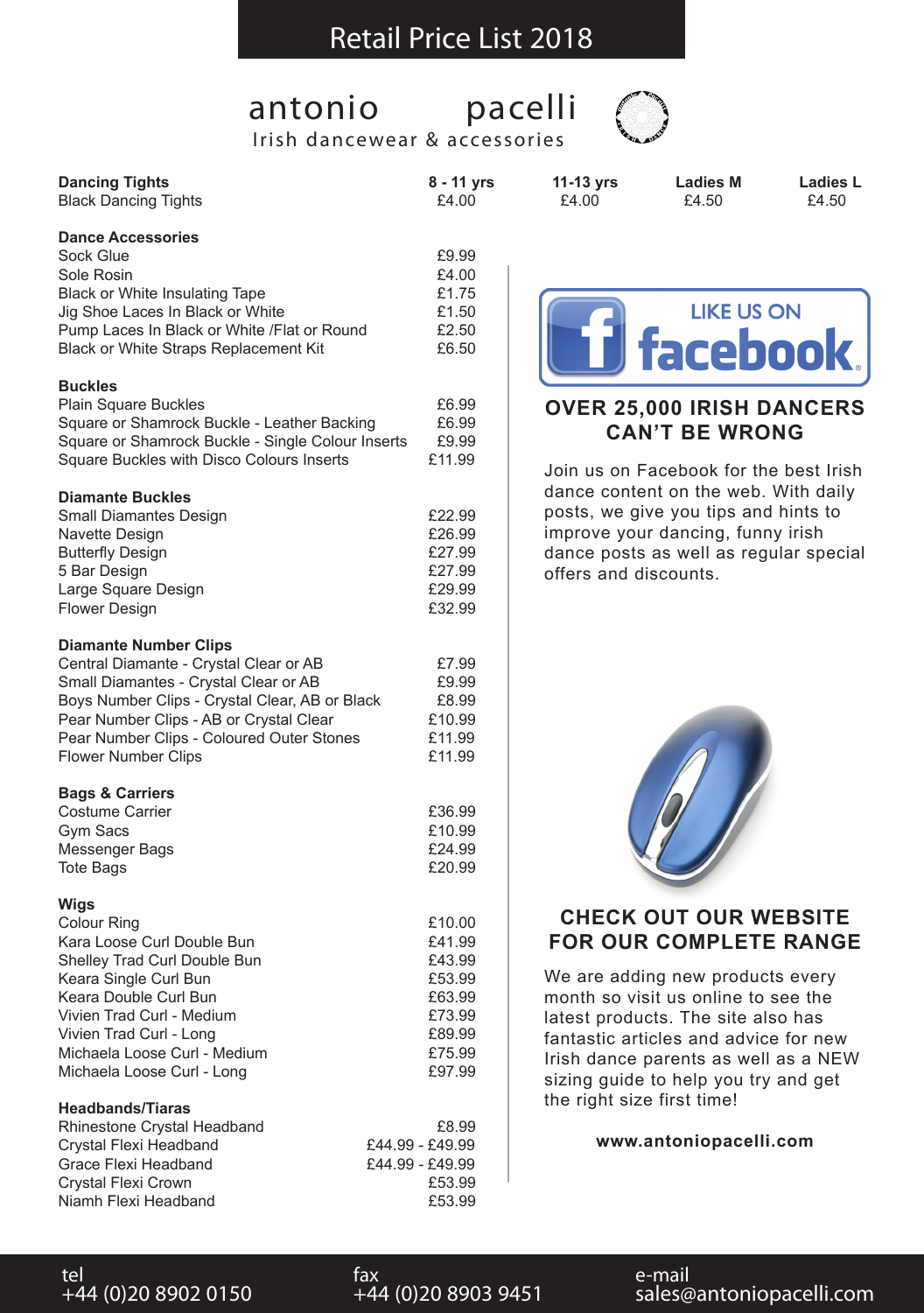# Retail Price List 2018

## antonio pacelli

Irish dancewear & accessories

| Dancing Tights | 8 - 11 yrs | 11-13 yrs | Ladies M | Ladies L |
|---|---|---|---|---|
| Black Dancing Tights | £4.00 | £4.00 | £4.50 | £4.50 |

| Dance Accessories | |
|---|---|
| Sock Glue | £9.99 |
| Sole Rosin | £4.00 |
| Black or White Insulating Tape | £1.75 |
| Jig Shoe Laces In Black or White | £1.50 |
| Pump Laces In Black or White /Flat or Round | £2.50 |
| Black or White Straps Replacement Kit | £6.50 |

| Buckles | |
|---|---|
| Plain Square Buckles | £6.99 |
| Square or Shamrock Buckle - Leather Backing | £6.99 |
| Square or Shamrock Buckle - Single Colour Inserts | £9.99 |
| Square Buckles with Disco Colours Inserts | £11.99 |

| Diamante Buckles | |
|---|---|
| Small Diamantes Design | £22.99 |
| Navette Design | £26.99 |
| Butterfly Design | £27.99 |
| 5 Bar Design | £27.99 |
| Large Square Design | £29.99 |
| Flower Design | £32.99 |

| Diamante Number Clips | |
|---|---|
| Central Diamante - Crystal Clear or AB | £7.99 |
| Small Diamantes - Crystal Clear or AB | £9.99 |
| Boys Number Clips - Crystal Clear, AB or Black | £8.99 |
| Pear Number Clips - AB or Crystal Clear | £10.99 |
| Pear Number Clips - Coloured Outer Stones | £11.99 |
| Flower Number Clips | £11.99 |

| Bags & Carriers | |
|---|---|
| Costume Carrier | £36.99 |
| Gym Sacs | £10.99 |
| Messenger Bags | £24.99 |
| Tote Bags | £20.99 |

| Wigs | |
|---|---|
| Colour Ring | £10.00 |
| Kara Loose Curl Double Bun | £41.99 |
| Shelley Trad Curl Double Bun | £43.99 |
| Keara Single Curl Bun | £53.99 |
| Keara Double Curl Bun | £63.99 |
| Vivien Trad Curl - Medium | £73.99 |
| Vivien Trad Curl - Long | £89.99 |
| Michaela Loose Curl - Medium | £75.99 |
| Michaela Loose Curl - Long | £97.99 |

| Headbands/Tiaras | |
|---|---|
| Rhinestone Crystal Headband | £8.99 |
| Crystal Flexi Headband | £44.99 - £49.99 |
| Grace Flexi Headband | £44.99 - £49.99 |
| Crystal Flexi Crown | £53.99 |
| Niamh Flexi Headband | £53.99 |

LIKE US ON facebook

### OVER 25,000 IRISH DANCERS CAN'T BE WRONG

Join us on Facebook for the best Irish dance content on the web. With daily posts, we give you tips and hints to improve your dancing, funny irish dance posts as well as regular special offers and discounts.

### CHECK OUT OUR WEBSITE FOR OUR COMPLETE RANGE

We are adding new products every month so visit us online to see the latest products. The site also has fantastic articles and advice for new Irish dance parents as well as a NEW sizing guide to help you try and get the right size first time!

**www.antoniopacelli.com**

tel +44 (0)20 8902 0150 | fax +44 (0)20 8903 9451 | e-mail sales@antoniopacelli.com